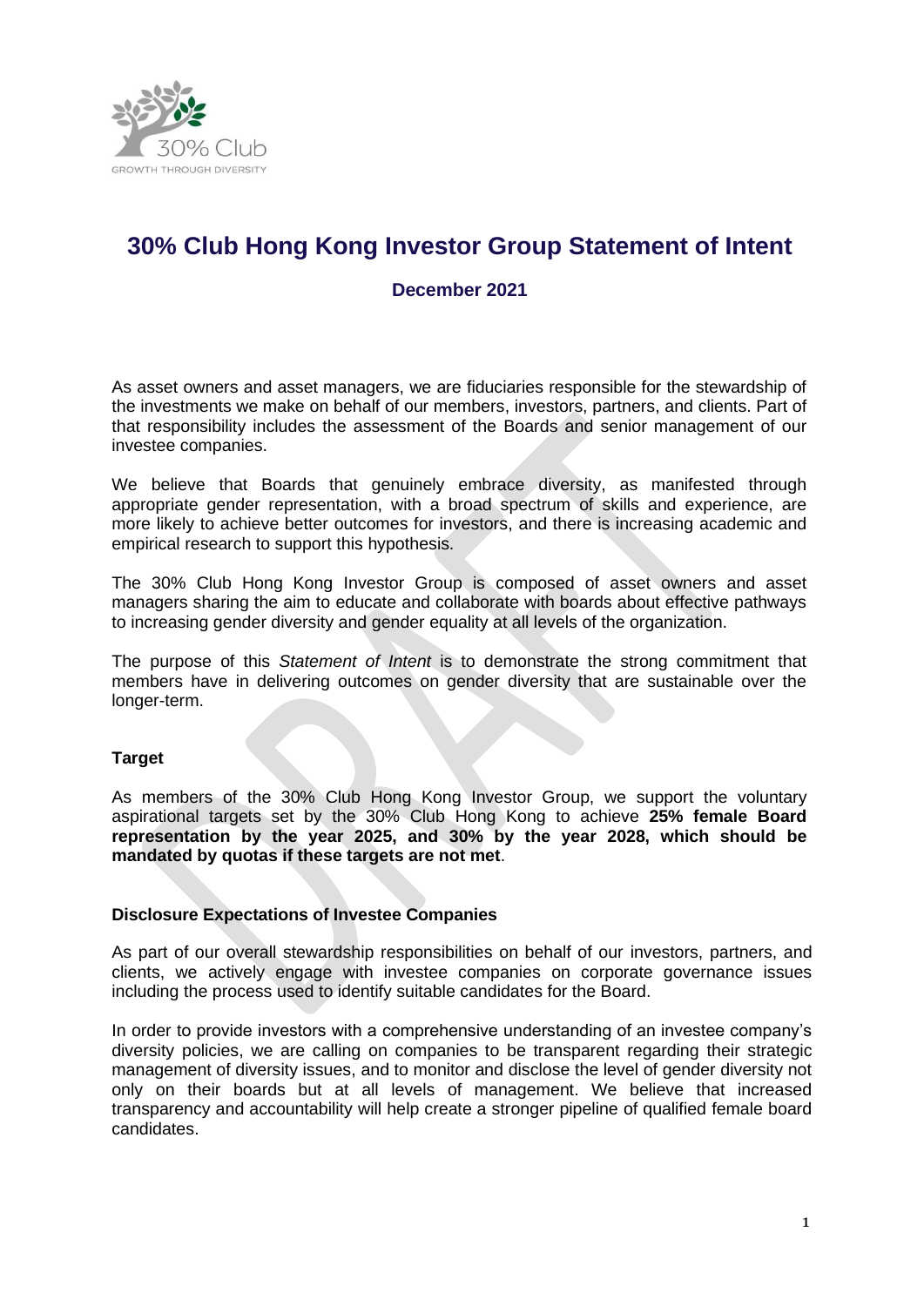# 30% Club Hong Kong Investor Group Statement of Intent

**December 2021**

As asset owners and asset managers, we are fiduciaries responsible for the stewardship of the investments we make on behalf of our members, investors, partners, and clients. Part of that responsibility includes the assessment of the Boards and senior management of our investee companies.

We believe that Boards that genuinely embrace diversity, as manifested through appropriate gender representation, with a broad spectrum of skills and experience, are more likely to achieve better outcomes for investors, and there is increasing academic and empirical research to support this hypothesis.

The 30% Club Hong Kong Investor Group is composed of asset owners and asset managers sharing the aim to educate and collaborate with boards about effective pathways to increasing gender diversity and gender equality at all levels of the organization.

The purpose of this *Statement of Intent* is to demonstrate the strong commitment that members have in delivering outcomes on gender diversity that are sustainable over the longer-term.

**Target**

As members of the 30% Club Hong Kong Investor Group, we support the voluntary aspirational targets set by the 30% Club Hong Kong to achieve **25% female Board representation by the year 2025, and 30% by the year 2028, which should be mandated by quotas if these targets are not met**.

**Disclosure Expectations of Investee Companies**

As part of our overall stewardship responsibilities on behalf of our investors, partners, and clients, we actively engage with investee companies on corporate governance issues including the process used to identify suitable candidates for the Board.

In order to provide investors with a comprehensive understanding of an investee company's diversity policies, we are calling on companies to be transparent regarding their strategic management of diversity issues, and to monitor and disclose the level of gender diversity not only on their boards but at all levels of management. We believe that increased transparency and accountability will help create a stronger pipeline of qualified female board candidates.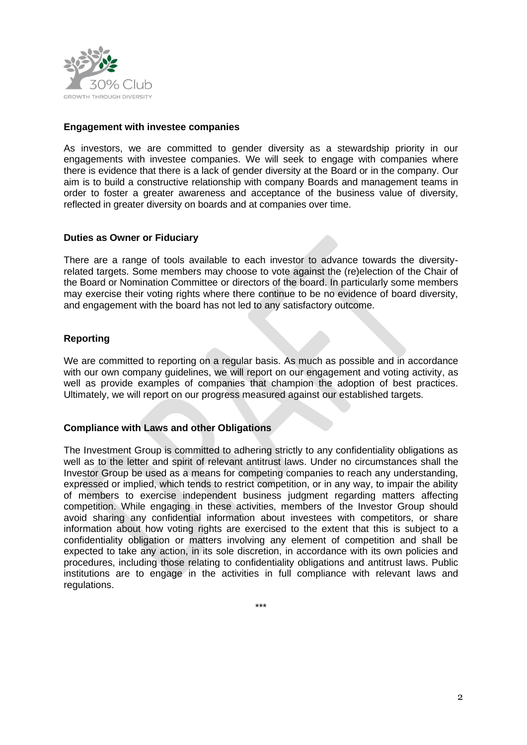**Engagement with investee companies**

As investors, we are committed to gender diversity as a stewardship priority in our engagements with investee companies. We will seek to engage with companies where there is evidence that there is a lack of gender diversity at the Board or in the company. Our aim is to build a constructive relationship with company Boards and management teams in order to foster a greater awareness and acceptance of the business value of diversity, reflected in greater diversity on boards and at companies over time.

**Duties as Owner or Fiduciary**

There are a range of tools available to each investor to advance towards the diversity-related targets. Some members may choose to vote against the (re)election of the Chair of the Board or Nomination Committee or directors of the board. In particularly some members may exercise their voting rights where there continue to be no evidence of board diversity, and engagement with the board has not led to any satisfactory outcome.

**Reporting**

We are committed to reporting on a regular basis. As much as possible and in accordance with our own company guidelines, we will report on our engagement and voting activity, as well as provide examples of companies that champion the adoption of best practices. Ultimately, we will report on our progress measured against our established targets.

**Compliance with Laws and other Obligations**

The Investment Group is committed to adhering strictly to any confidentiality obligations as well as to the letter and spirit of relevant antitrust laws. Under no circumstances shall the Investor Group be used as a means for competing companies to reach any understanding, expressed or implied, which tends to restrict competition, or in any way, to impair the ability of members to exercise independent business judgment regarding matters affecting competition. While engaging in these activities, members of the Investor Group should avoid sharing any confidential information about investees with competitors, or share information about how voting rights are exercised to the extent that this is subject to a confidentiality obligation or matters involving any element of competition and shall be expected to take any action, in its sole discretion, in accordance with its own policies and procedures, including those relating to confidentiality obligations and antitrust laws. Public institutions are to engage in the activities in full compliance with relevant laws and regulations.

***